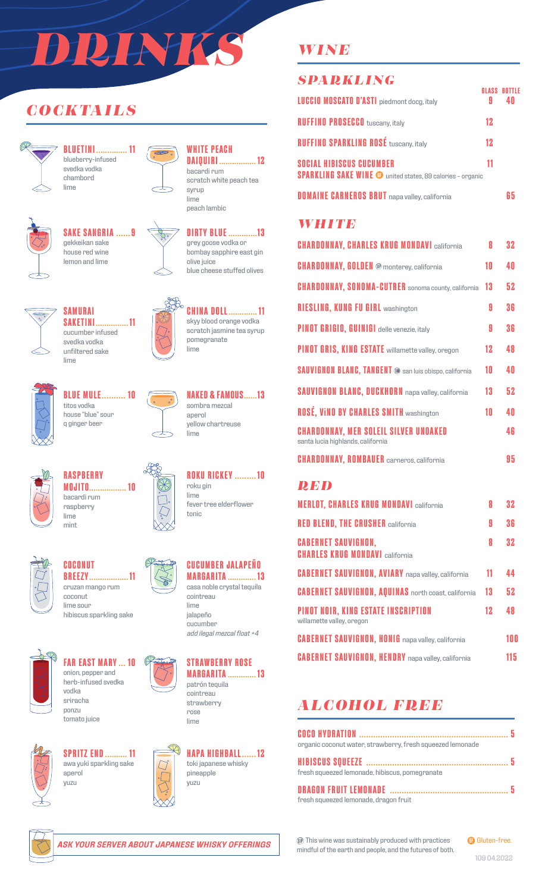# DRINKS

## COCKTAILS

**BLUETINI** .............. 11
blueberry-infused
svedka vodka
chambord
lime

**WHITE PEACH DAIQUIRI** ................. 12
bacardi rum
scratch white peach tea syrup
lime
peach lambic

**SAKE SANGRIA** ...... 9
gekkeikan sake
house red wine
lemon and lime

**DIRTY BLUE** ............. 13
grey goose vodka or
bombay sapphire east gin
olive juice
blue cheese stuffed olives

**SAMURAI SAKETINI** ............... 11
cucumber infused
svedka vodka
unfiltered sake
lime

**CHINA DOLL** ............. 11
skyy blood orange vodka
scratch jasmine tea syrup
pomegranate
lime

**BLUE MULE** .......... 10
titos vodka
house "blue" sour
q ginger beer

**NAKED & FAMOUS** ...... 13
sombra mezcal
aperol
yellow chartreuse
lime

**RASPBERRY MOJITO** ................. 10
bacardi rum
raspberry
lime
mint

**ROKU RICKEY** ......... 10
roku gin
lime
fever tree elderflower
tonic

**COCONUT BREEZY** ................. 11
cruzan mango rum
coconut
lime sour
hibiscus sparkling sake

**CUCUMBER JALAPEÑO MARGARITA** ............. 13
casa noble crystal tequila
cointreau
lime
jalapeño
cucumber
*add ilegal mezcal float +4*

**FAR EAST MARY** ... 10
onion, pepper and
herb-infused svedka
vodka
sriracha
ponzu
tomato juice

**STRAWBERRY ROSE MARGARITA** ............. 13
patrón tequila
cointreau
strawberry
rose
lime

**SPRITZ END** .......... 11
awa yuki sparkling sake
aperol
yuzu

**HAPA HIGHBALL** ...... 12
toki japanese whisky
pineapple
yuzu

***ASK YOUR SERVER ABOUT JAPANESE WHISKY OFFERINGS***

## WINE

### SPARKLING

| | GLASS | BOTTLE |
|---|---|---|
| **LUCCIO MOSCATO D'ASTI** piedmont docg, italy | 9 | 40 |
| **RUFFINO PROSECCO** tuscany, italy | 12 | |
| **RUFFINO SPARKLING ROSÉ** tuscany, italy | 12 | |
| **SOCIAL HIBISCUS CUCUMBER SPARKLING SAKE WINE** (GF) united states, 89 calories – organic | 11 | |
| **DOMAINE CARNEROS BRUT** napa valley, california | | 65 |

### WHITE

| | GLASS | BOTTLE |
|---|---|---|
| **CHARDONNAY, CHARLES KRUG MONDAVI** california | 8 | 32 |
| **CHARDONNAY, GOLDEN** (SP) monterey, california | 10 | 40 |
| **CHARDONNAY, SONOMA-CUTRER** sonoma county, california | 13 | 52 |
| **RIESLING, KUNG FU GIRL** washington | 9 | 36 |
| **PINOT GRIGIO, GUINIGI** delle venezie, italy | 9 | 36 |
| **PINOT GRIS, KING ESTATE** willamette valley, oregon | 12 | 48 |
| **SAUVIGNON BLANC, TANGENT** (SP) san luis obispo, california | 10 | 40 |
| **SAUVIGNON BLANC, DUCKHORN** napa valley, california | 13 | 52 |
| **ROSÉ, ViNO BY CHARLES SMITH** washington | 10 | 40 |
| **CHARDONNAY, MER SOLEIL SILVER UNOAKED** santa lucia highlands, california | | 46 |
| **CHARDONNAY, ROMBAUER** carneros, california | | 95 |

### RED

| | GLASS | BOTTLE |
|---|---|---|
| **MERLOT, CHARLES KRUG MONDAVI** california | 8 | 32 |
| **RED BLEND, THE CRUSHER** california | 9 | 36 |
| **CABERNET SAUVIGNON, CHARLES KRUG MONDAVI** california | 8 | 32 |
| **CABERNET SAUVIGNON, AVIARY** napa valley, california | 11 | 44 |
| **CABERNET SAUVIGNON, AQUINAS** north coast, california | 13 | 52 |
| **PINOT NOIR, KING ESTATE INSCRIPTION** willamette valley, oregon | 12 | 48 |
| **CABERNET SAUVIGNON, HONIG** napa valley, california | | 100 |
| **CABERNET SAUVIGNON, HENDRY** napa valley, california | | 115 |

## ALCOHOL FREE

**COCO HYDRATION** .............................................................. 5
organic coconut water, strawberry, fresh squeezed lemonade

**HIBISCUS SQUEEZE** ............................................................ 5
fresh squeezed lemonade, hibiscus, pomegranate

**DRAGON FRUIT LEMONADE** .................................................. 5
fresh squeezed lemonade, dragon fruit

(SP) This wine was sustainably produced with practices mindful of the earth and people, and the futures of both.

(GF) Gluten-free.

109 04.2022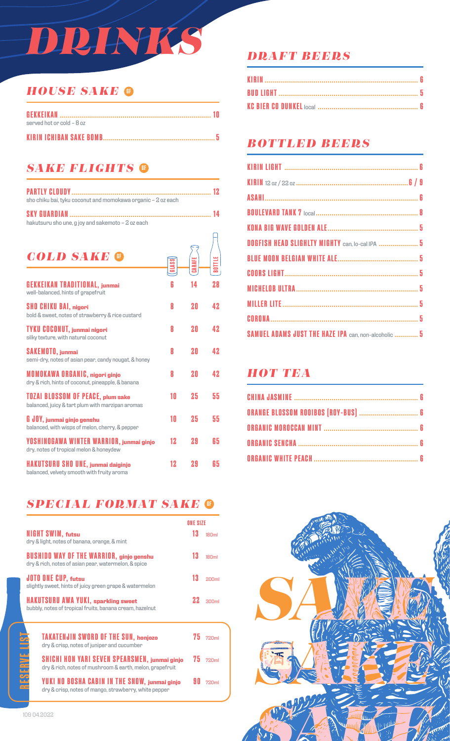# DRINKS

## HOUSE SAKE GF

**GEKKEIKAN** .......... 10
served hot or cold – 8 oz

**KIRIN ICHIBAN SAKE BOMB** .......... 5

## SAKE FLIGHTS GF

**PARTLY CLOUDY** .......... 12
sho chiku bai, tyku coconut and momokawa organic – 2 oz each

**SKY GUARDIAN** .......... 14
hakutsuru sho une, g joy and sakemoto – 2 oz each

## COLD SAKE GF

| | GLASS | CARAFE | BOTTLE |
|---|---|---|---|
| **GEKKEIKAN TRADITIONAL, junmai**<br>well-balanced, hints of grapefruit | 6 | 14 | 28 |
| **SHO CHIKU BAI, nigori**<br>bold & sweet, notes of strawberry & rice custard | 8 | 20 | 42 |
| **TYKU COCONUT, junmai nigori**<br>silky texture, with natural coconut | 8 | 20 | 42 |
| **SAKEMOTO, junmai**<br>semi-dry, notes of asian pear, candy nougat, & honey | 8 | 20 | 42 |
| **MOMOKAWA ORGANIC, nigori ginjo**<br>dry & rich, hints of coconut, pineapple, & banana | 8 | 20 | 42 |
| **TOZAI BLOSSOM OF PEACE, plum sake**<br>balanced, juicy & tart plum with marzipan aromas | 10 | 25 | 55 |
| **G JOY, junmai ginjo genshu**<br>balanced, with wisps of melon, cherry, & pepper | 10 | 25 | 55 |
| **YOSHINOGAWA WINTER WARRIOR, junmai ginjo**<br>dry, notes of tropical melon & honeydew | 12 | 29 | 65 |
| **HAKUTSURU SHO UNE, junmai daiginjo**<br>balanced, velvety smooth with fruity aroma | 12 | 29 | 65 |

## SPECIAL FORMAT SAKE GF

| | ONE SIZE | |
|---|---|---|
| **NIGHT SWIM, futsu**<br>dry & light, notes of banana, orange, & mint | 13 | 180ml |
| **BUSHIDO WAY OF THE WARRIOR, ginjo genshu**<br>dry & rich, notes of asian pear, watermelon, & spice | 13 | 180ml |
| **JOTO ONE CUP, futsu**<br>slightly sweet, hints of juicy green grape & watermelon | 13 | 200ml |
| **HAKUTSURU AWA YUKI, sparkling sweet**<br>bubbly, notes of tropical fruits, banana cream, hazelnut | 22 | 300ml |

### RESERVE LIST

| | | |
|---|---|---|
| **TAKATENJIN SWORD OF THE SUN, honjozo**<br>dry & crisp, notes of juniper and cucumber | 75 | 720ml |
| **SHICHI HON YARI SEVEN SPEARSMEN, junmai ginjo**<br>dry & rich, notes of mushroom & earth, melon, grapefruit | 75 | 720ml |
| **YUKI NO BOSHA CABIN IN THE SNOW, junmai ginjo**<br>dry & crisp, notes of mango, strawberry, white pepper | 90 | 720ml |

## DRAFT BEERS

**KIRIN** .......... 6
**BUD LIGHT** .......... 5
**KC BIER CO DUNKEL** local .......... 6

## BOTTLED BEERS

**KIRIN LIGHT** .......... 6
**KIRIN** 12 oz / 22 oz .......... 6 / 9
**ASAHI** .......... 6
**BOULEVARD TANK 7** local .......... 8
**KONA BIG WAVE GOLDEN ALE** .......... 5
**DOGFISH HEAD SLIGHLTY MIGHTY** can, lo-cal IPA .......... 5
**BLUE MOON BELGIAN WHITE ALE** .......... 5
**COORS LIGHT** .......... 5
**MICHELOB ULTRA** .......... 5
**MILLER LITE** .......... 5
**CORONA** .......... 5
**SAMUEL ADAMS JUST THE HAZE IPA** can, non-alcoholic .......... 5

## HOT TEA

**CHINA JASMINE** .......... 6
**ORANGE BLOSSOM ROOIBOS [ROY-BUS]** .......... 6
**ORGANIC MOROCCAN MINT** .......... 6
**ORGANIC SENCHA** .......... 6
**ORGANIC WHITE PEACH** .......... 6

SAKE SAKE SAKE

109 04.2022